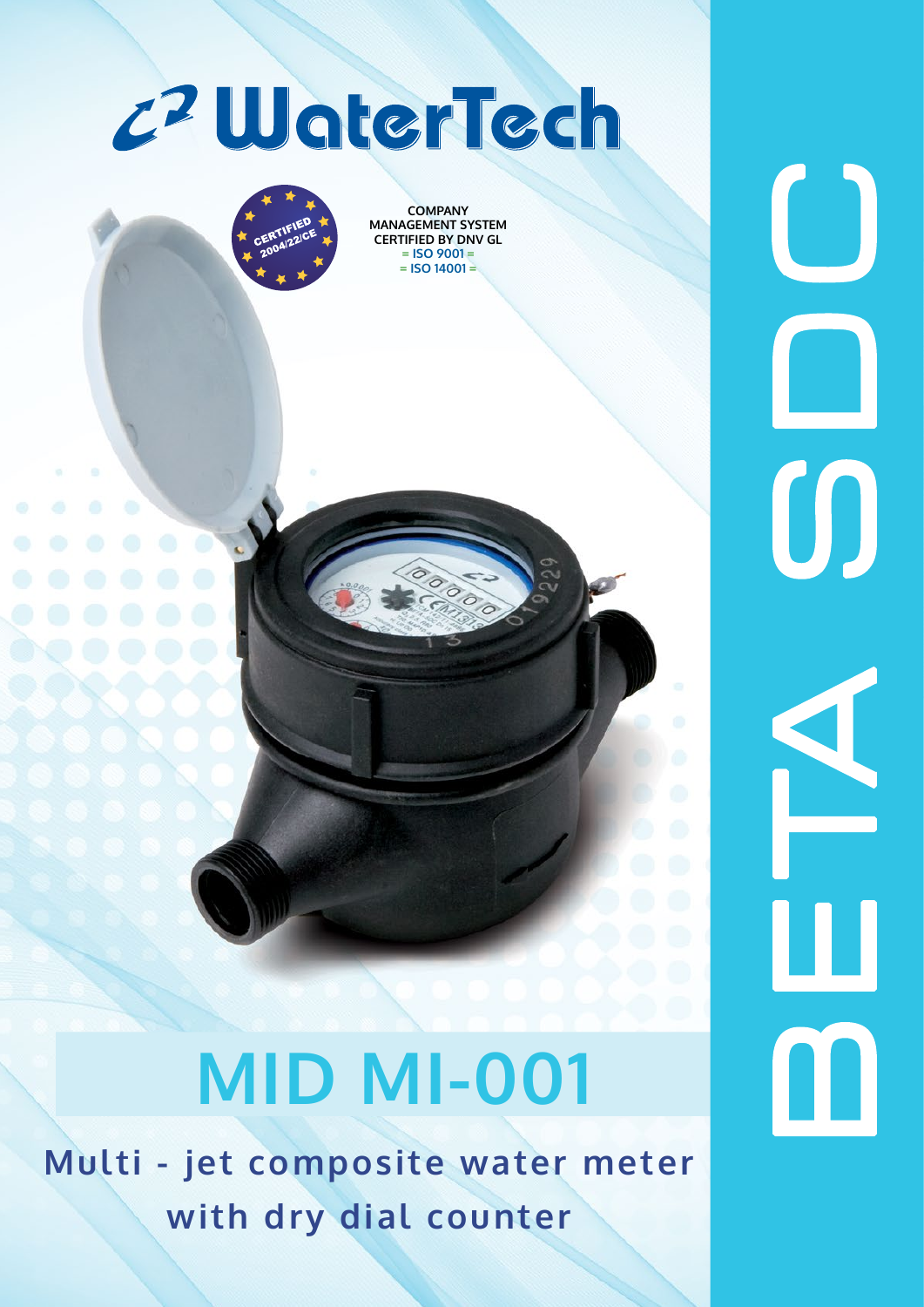# WaterTech

CERTIFIED 2004/22/CE

COMPANY MANAGEMENT SYSTEM CERTIFIED BY DNV GL
= ISO 9001 =
= ISO 14001 =

# MID MI-001

## Multi - jet composite water meter with dry dial counter

# BETA SDC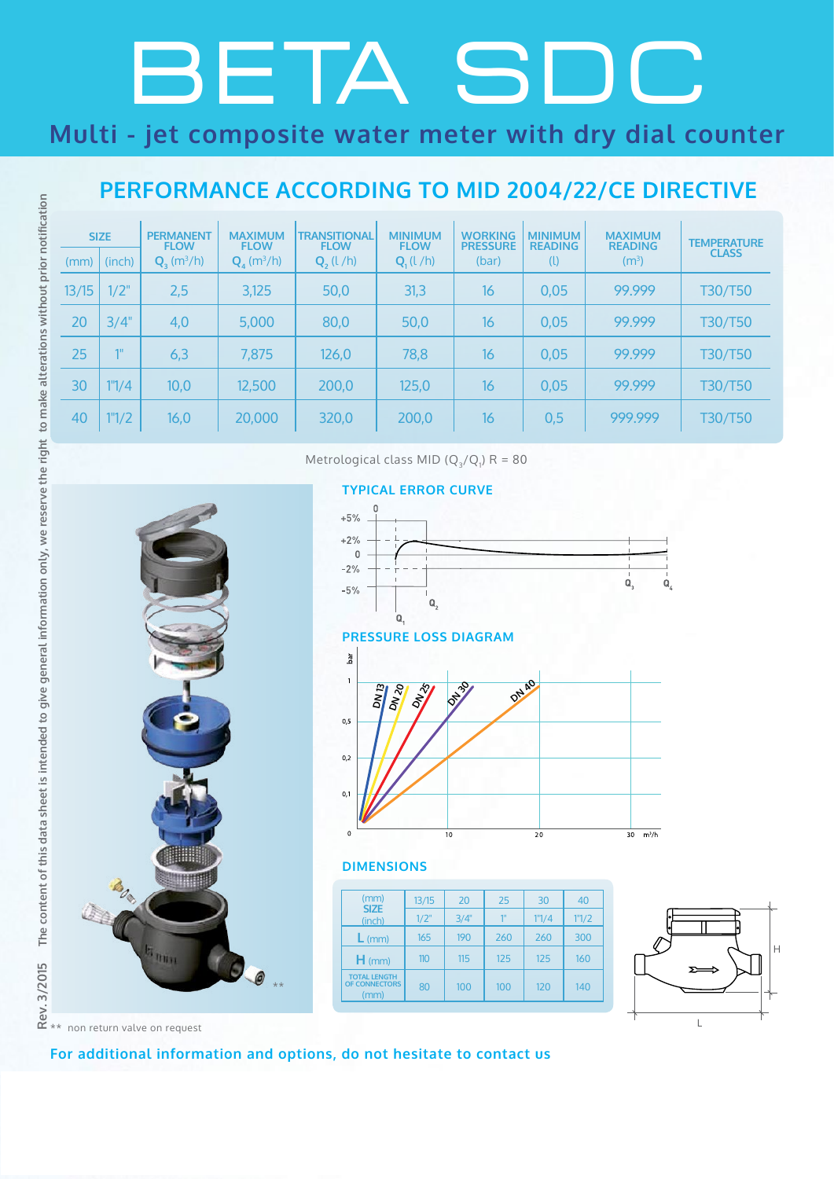# BETA SDC

## Multi - jet composite water meter with dry dial counter

The content of this data sheet is intended to give general information only, we reserve the right to make alterations without prior notification

## PERFORMANCE ACCORDING TO MID 2004/22/CE DIRECTIVE

| SIZE (mm) | SIZE (inch) | PERMANENT FLOW $Q_3$ ($m^3$/h) | MAXIMUM FLOW $Q_4$ ($m^3$/h) | TRANSITIONAL FLOW $Q_2$ (l/h) | MINIMUM FLOW $Q_1$ (l/h) | WORKING PRESSURE (bar) | MINIMUM READING (l) | MAXIMUM READING ($m^3$) | TEMPERATURE CLASS |
|---|---|---|---|---|---|---|---|---|---|
| 13/15 | 1/2" | 2,5 | 3,125 | 50,0 | 31,3 | 16 | 0,05 | 99.999 | T30/T50 |
| 20 | 3/4" | 4,0 | 5,000 | 80,0 | 50,0 | 16 | 0,05 | 99.999 | T30/T50 |
| 25 | 1" | 6,3 | 7,875 | 126,0 | 78,8 | 16 | 0,05 | 99.999 | T30/T50 |
| 30 | 1"1/4 | 10,0 | 12,500 | 200,0 | 125,0 | 16 | 0,05 | 99.999 | T30/T50 |
| 40 | 1"1/2 | 16,0 | 20,000 | 320,0 | 200,0 | 16 | 0,5 | 999.999 | T30/T50 |

Metrological class MID ($Q_3/Q_1$) R = 80

### TYPICAL ERROR CURVE

0
+5%
+2%
0
-2%
-5%
$Q_1$
$Q_2$
$Q_3$
$Q_4$

### PRESSURE LOSS DIAGRAM

bar
1
0,5
0,2
0,1
0
10
20
30 $m^3$/h
DN 13
DN 20
DN 25
DN 30
DN 40

### DIMENSIONS

| SIZE (mm) | 13/15 | 20 | 25 | 30 | 40 |
|---|---|---|---|---|---|
| SIZE (inch) | 1/2" | 3/4" | 1" | 1"1/4 | 1"1/2 |
| L (mm) | 165 | 190 | 260 | 260 | 300 |
| H (mm) | 110 | 115 | 125 | 125 | 160 |
| TOTAL LENGTH OF CONNECTORS (mm) | 80 | 100 | 100 | 120 | 140 |

H
L

** non return valve on request

Rev. 3/2015

**For additional information and options, do not hesitate to contact us**